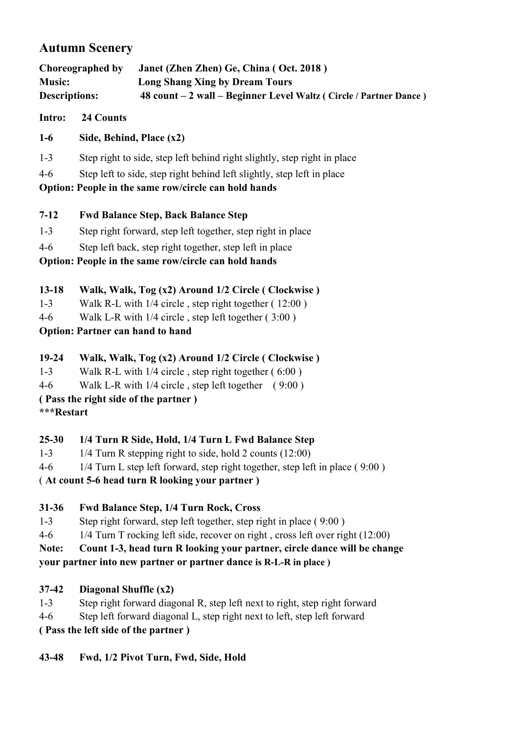# Autumn Scenery

**Choreographed by** **Janet (Zhen Zhen) Ge, China ( Oct. 2018 )**
**Music:** **Long Shang Xing by Dream Tours**
**Descriptions:** **48 count – 2 wall – Beginner Level Waltz ( Circle / Partner Dance )**

**Intro: 24 Counts**

**1-6 Side, Behind, Place (x2)**

1-3 Step right to side, step left behind right slightly, step right in place

4-6 Step left to side, step right behind left slightly, step left in place

**Option: People in the same row/circle can hold hands**

**7-12 Fwd Balance Step, Back Balance Step**

1-3 Step right forward, step left together, step right in place

4-6 Step left back, step right together, step left in place

**Option: People in the same row/circle can hold hands**

**13-18 Walk, Walk, Tog (x2) Around 1/2 Circle ( Clockwise )**

1-3 Walk R-L with 1/4 circle , step right together ( 12:00 )

4-6 Walk L-R with 1/4 circle , step left together ( 3:00 )

**Option: Partner can hand to hand**

**19-24 Walk, Walk, Tog (x2) Around 1/2 Circle ( Clockwise )**

1-3 Walk R-L with 1/4 circle , step right together ( 6:00 )

4-6 Walk L-R with 1/4 circle , step left together ( 9:00 )

**( Pass the right side of the partner )**

**\*\*\*Restart**

**25-30 1/4 Turn R Side, Hold, 1/4 Turn L Fwd Balance Step**

1-3 1/4 Turn R stepping right to side, hold 2 counts (12:00)

4-6 1/4 Turn L step left forward, step right together, step left in place ( 9:00 )

( **At count 5-6 head turn R looking your partner )**

**31-36 Fwd Balance Step, 1/4 Turn Rock, Cross**

1-3 Step right forward, step left together, step right in place ( 9:00 )

4-6 1/4 Turn T rocking left side, recover on right , cross left over right (12:00)

**Note: Count 1-3, head turn R looking your partner, circle dance will be change your partner into new partner or partner dance is R-L-R in place )**

**37-42 Diagonal Shuffle (x2)**

1-3 Step right forward diagonal R, step left next to right, step right forward

4-6 Step left forward diagonal L, step right next to left, step left forward

**( Pass the left side of the partner )**

**43-48 Fwd, 1/2 Pivot Turn, Fwd, Side, Hold**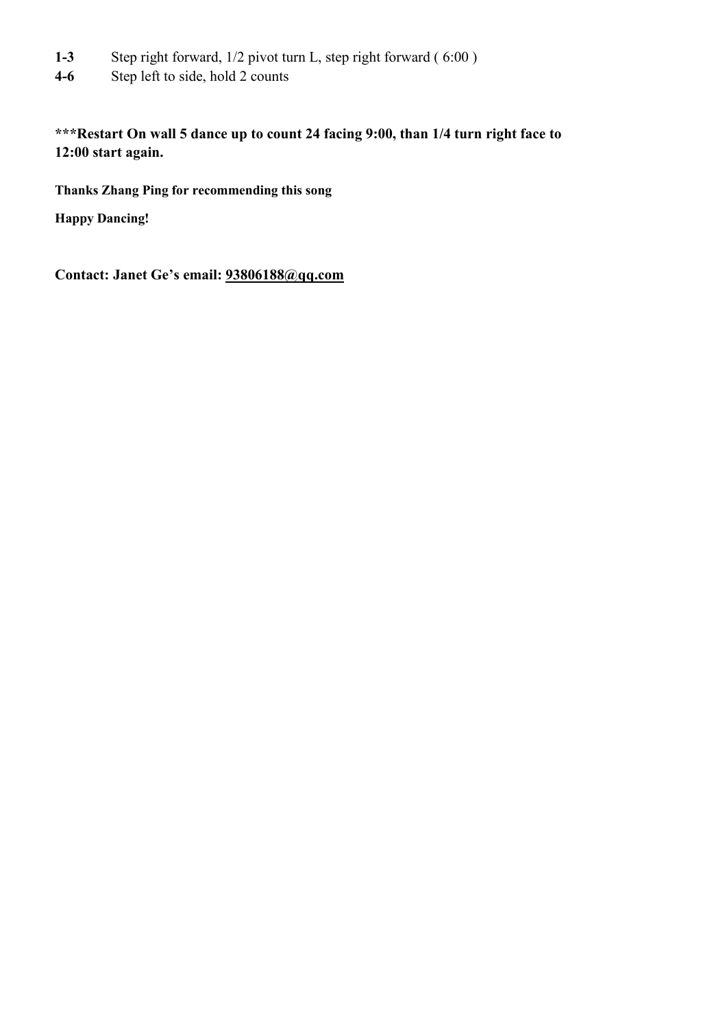**1-3** Step right forward, 1/2 pivot turn L, step right forward ( 6:00 )
**4-6** Step left to side, hold 2 counts

**\*\*\*Restart On wall 5 dance up to count 24 facing 9:00, than 1/4 turn right face to 12:00 start again.**

**Thanks Zhang Ping for recommending this song**

**Happy Dancing!**

**Contact: Janet Ge's email: 93806188@qq.com**